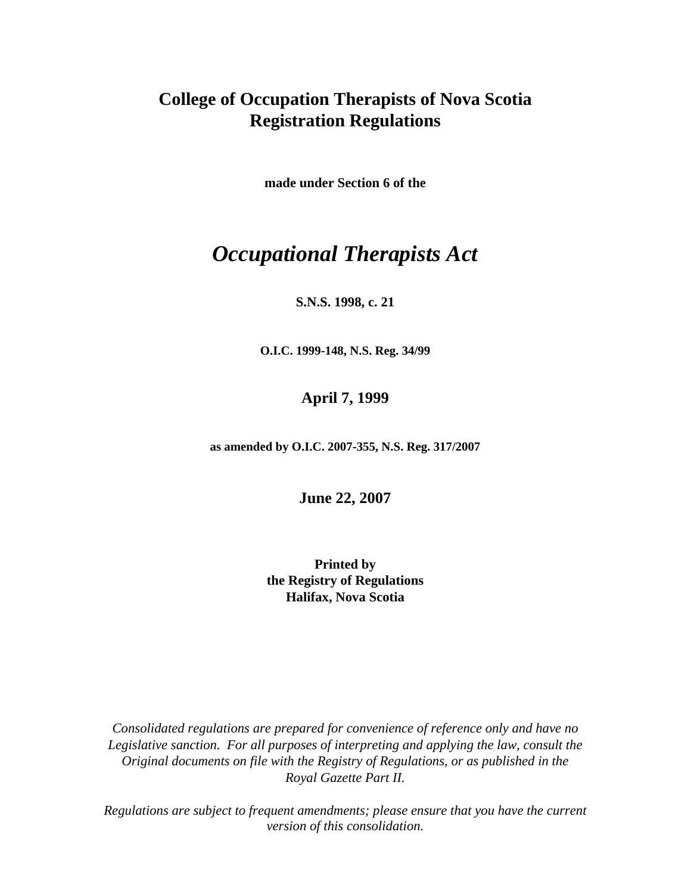# College of Occupation Therapists of Nova Scotia Registration Regulations

**made under Section 6 of the**

## *Occupational Therapists Act*

**S.N.S. 1998, c. 21**

**O.I.C. 1999-148, N.S. Reg. 34/99**

**April 7, 1999**

**as amended by O.I.C. 2007-355, N.S. Reg. 317/2007**

**June 22, 2007**

**Printed by**
**the Registry of Regulations**
**Halifax, Nova Scotia**

*Consolidated regulations are prepared for convenience of reference only and have no Legislative sanction. For all purposes of interpreting and applying the law, consult the Original documents on file with the Registry of Regulations, or as published in the Royal Gazette Part II.*

*Regulations are subject to frequent amendments; please ensure that you have the current version of this consolidation.*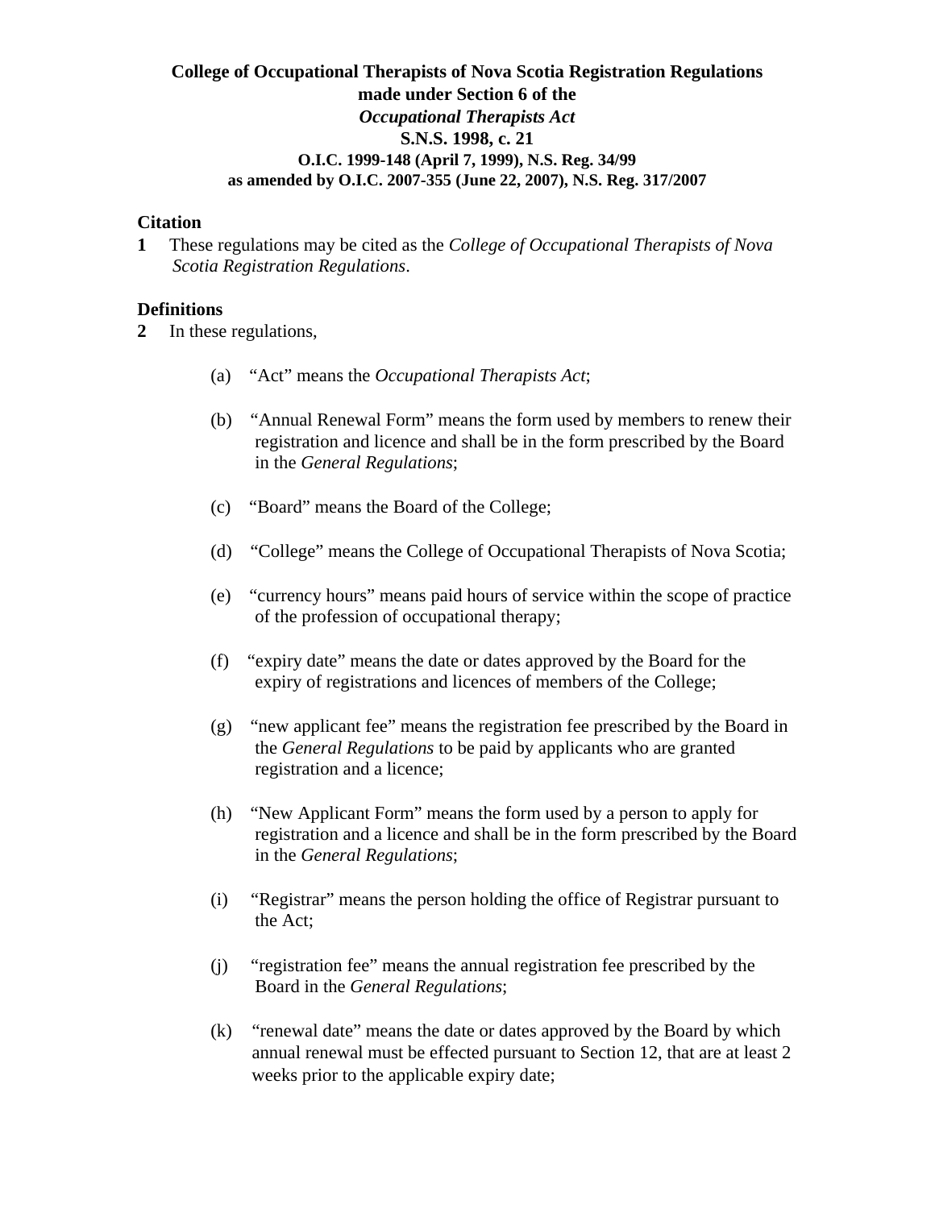**College of Occupational Therapists of Nova Scotia Registration Regulations**
**made under Section 6 of the**
***Occupational Therapists Act***
**S.N.S. 1998, c. 21**
**O.I.C. 1999-148 (April 7, 1999), N.S. Reg. 34/99**
**as amended by O.I.C. 2007-355 (June 22, 2007), N.S. Reg. 317/2007**

**Citation**

**1** These regulations may be cited as the *College of Occupational Therapists of Nova Scotia Registration Regulations*.

**Definitions**

**2** In these regulations,

(a) "Act" means the *Occupational Therapists Act*;

(b) "Annual Renewal Form" means the form used by members to renew their registration and licence and shall be in the form prescribed by the Board in the *General Regulations*;

(c) "Board" means the Board of the College;

(d) "College" means the College of Occupational Therapists of Nova Scotia;

(e) "currency hours" means paid hours of service within the scope of practice of the profession of occupational therapy;

(f) "expiry date" means the date or dates approved by the Board for the expiry of registrations and licences of members of the College;

(g) "new applicant fee" means the registration fee prescribed by the Board in the *General Regulations* to be paid by applicants who are granted registration and a licence;

(h) "New Applicant Form" means the form used by a person to apply for registration and a licence and shall be in the form prescribed by the Board in the *General Regulations*;

(i) "Registrar" means the person holding the office of Registrar pursuant to the Act;

(j) "registration fee" means the annual registration fee prescribed by the Board in the *General Regulations*;

(k) "renewal date" means the date or dates approved by the Board by which annual renewal must be effected pursuant to Section 12, that are at least 2 weeks prior to the applicable expiry date;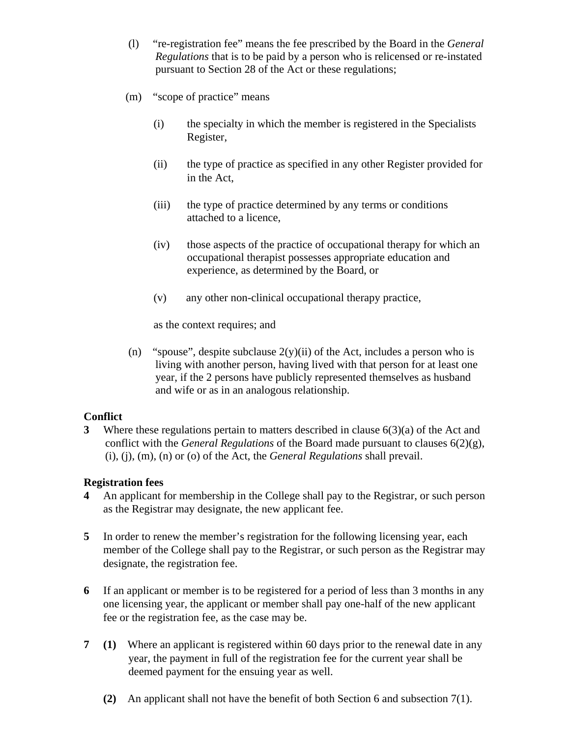(l) "re-registration fee" means the fee prescribed by the Board in the *General Regulations* that is to be paid by a person who is relicensed or re-instated pursuant to Section 28 of the Act or these regulations;

(m) "scope of practice" means

(i) the specialty in which the member is registered in the Specialists Register,

(ii) the type of practice as specified in any other Register provided for in the Act,

(iii) the type of practice determined by any terms or conditions attached to a licence,

(iv) those aspects of the practice of occupational therapy for which an occupational therapist possesses appropriate education and experience, as determined by the Board, or

(v) any other non-clinical occupational therapy practice,

as the context requires; and

(n) "spouse", despite subclause 2(y)(ii) of the Act, includes a person who is living with another person, having lived with that person for at least one year, if the 2 persons have publicly represented themselves as husband and wife or as in an analogous relationship.

**Conflict**

**3** Where these regulations pertain to matters described in clause 6(3)(a) of the Act and conflict with the *General Regulations* of the Board made pursuant to clauses 6(2)(g), (i), (j), (m), (n) or (o) of the Act, the *General Regulations* shall prevail.

**Registration fees**

**4** An applicant for membership in the College shall pay to the Registrar, or such person as the Registrar may designate, the new applicant fee.

**5** In order to renew the member's registration for the following licensing year, each member of the College shall pay to the Registrar, or such person as the Registrar may designate, the registration fee.

**6** If an applicant or member is to be registered for a period of less than 3 months in any one licensing year, the applicant or member shall pay one-half of the new applicant fee or the registration fee, as the case may be.

**7** **(1)** Where an applicant is registered within 60 days prior to the renewal date in any year, the payment in full of the registration fee for the current year shall be deemed payment for the ensuing year as well.

**(2)** An applicant shall not have the benefit of both Section 6 and subsection 7(1).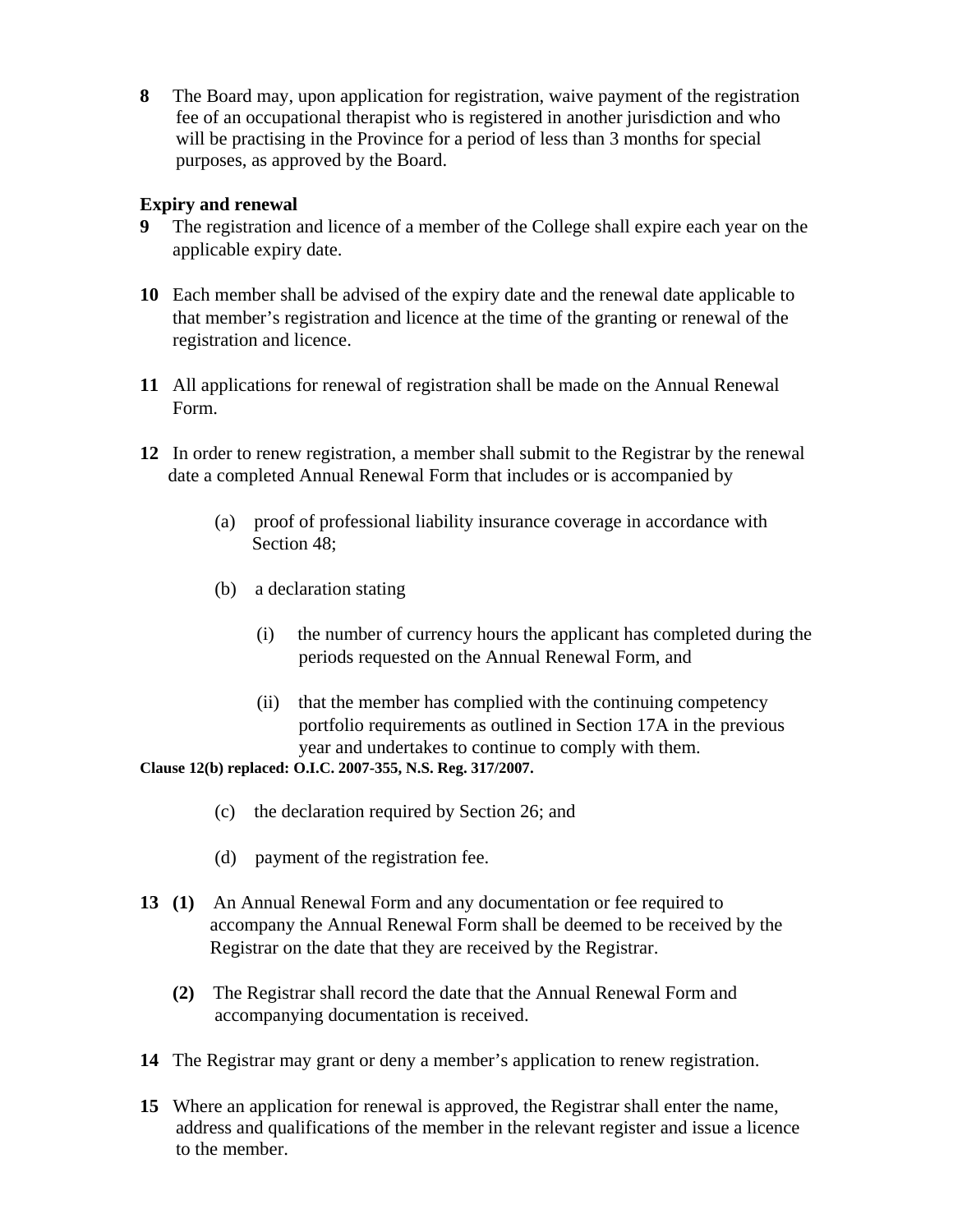**8** The Board may, upon application for registration, waive payment of the registration fee of an occupational therapist who is registered in another jurisdiction and who will be practising in the Province for a period of less than 3 months for special purposes, as approved by the Board.

**Expiry and renewal**

**9** The registration and licence of a member of the College shall expire each year on the applicable expiry date.

**10** Each member shall be advised of the expiry date and the renewal date applicable to that member's registration and licence at the time of the granting or renewal of the registration and licence.

**11** All applications for renewal of registration shall be made on the Annual Renewal Form.

**12** In order to renew registration, a member shall submit to the Registrar by the renewal date a completed Annual Renewal Form that includes or is accompanied by

(a) proof of professional liability insurance coverage in accordance with Section 48;

(b) a declaration stating

(i) the number of currency hours the applicant has completed during the periods requested on the Annual Renewal Form, and

(ii) that the member has complied with the continuing competency portfolio requirements as outlined in Section 17A in the previous year and undertakes to continue to comply with them.

**Clause 12(b) replaced: O.I.C. 2007-355, N.S. Reg. 317/2007.**

(c) the declaration required by Section 26; and

(d) payment of the registration fee.

**13** **(1)** An Annual Renewal Form and any documentation or fee required to accompany the Annual Renewal Form shall be deemed to be received by the Registrar on the date that they are received by the Registrar.

**(2)** The Registrar shall record the date that the Annual Renewal Form and accompanying documentation is received.

**14** The Registrar may grant or deny a member's application to renew registration.

**15** Where an application for renewal is approved, the Registrar shall enter the name, address and qualifications of the member in the relevant register and issue a licence to the member.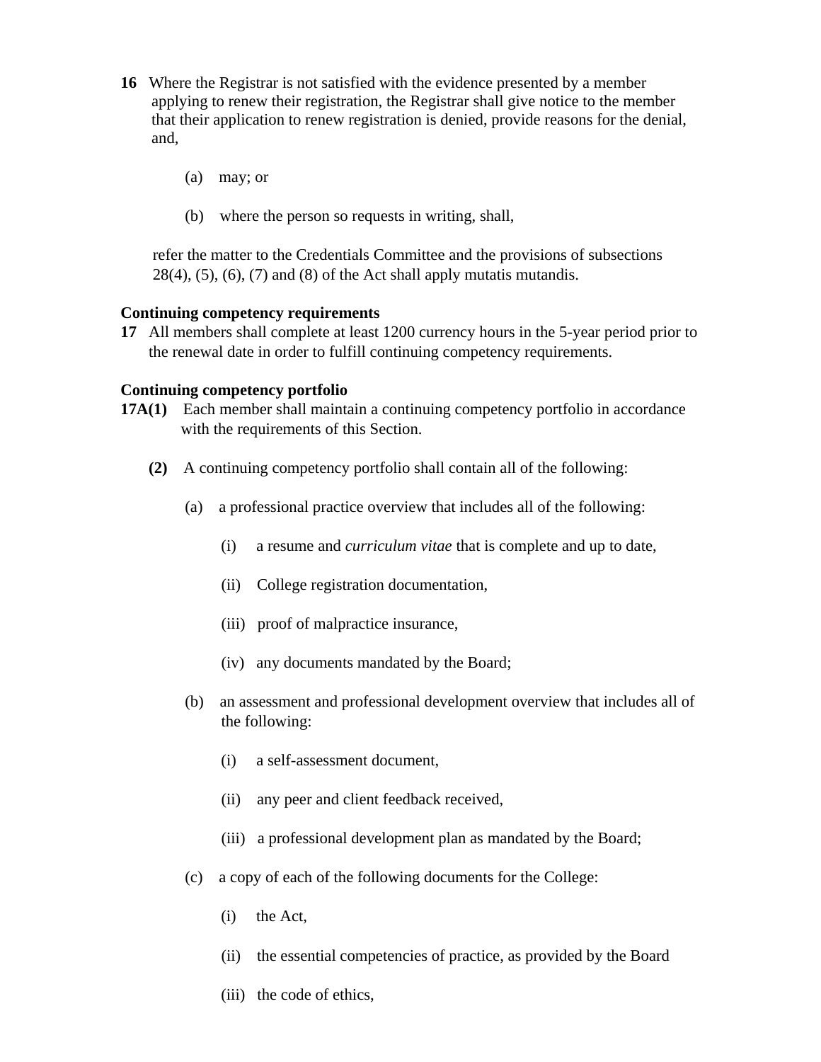**16** Where the Registrar is not satisfied with the evidence presented by a member applying to renew their registration, the Registrar shall give notice to the member that their application to renew registration is denied, provide reasons for the denial, and,

(a) may; or

(b) where the person so requests in writing, shall,

refer the matter to the Credentials Committee and the provisions of subsections 28(4), (5), (6), (7) and (8) of the Act shall apply mutatis mutandis.

**Continuing competency requirements**

**17** All members shall complete at least 1200 currency hours in the 5-year period prior to the renewal date in order to fulfill continuing competency requirements.

**Continuing competency portfolio**

**17A(1)** Each member shall maintain a continuing competency portfolio in accordance with the requirements of this Section.

**(2)** A continuing competency portfolio shall contain all of the following:

(a) a professional practice overview that includes all of the following:

(i) a resume and *curriculum vitae* that is complete and up to date,

(ii) College registration documentation,

(iii) proof of malpractice insurance,

(iv) any documents mandated by the Board;

(b) an assessment and professional development overview that includes all of the following:

(i) a self-assessment document,

(ii) any peer and client feedback received,

(iii) a professional development plan as mandated by the Board;

(c) a copy of each of the following documents for the College:

(i) the Act,

(ii) the essential competencies of practice, as provided by the Board

(iii) the code of ethics,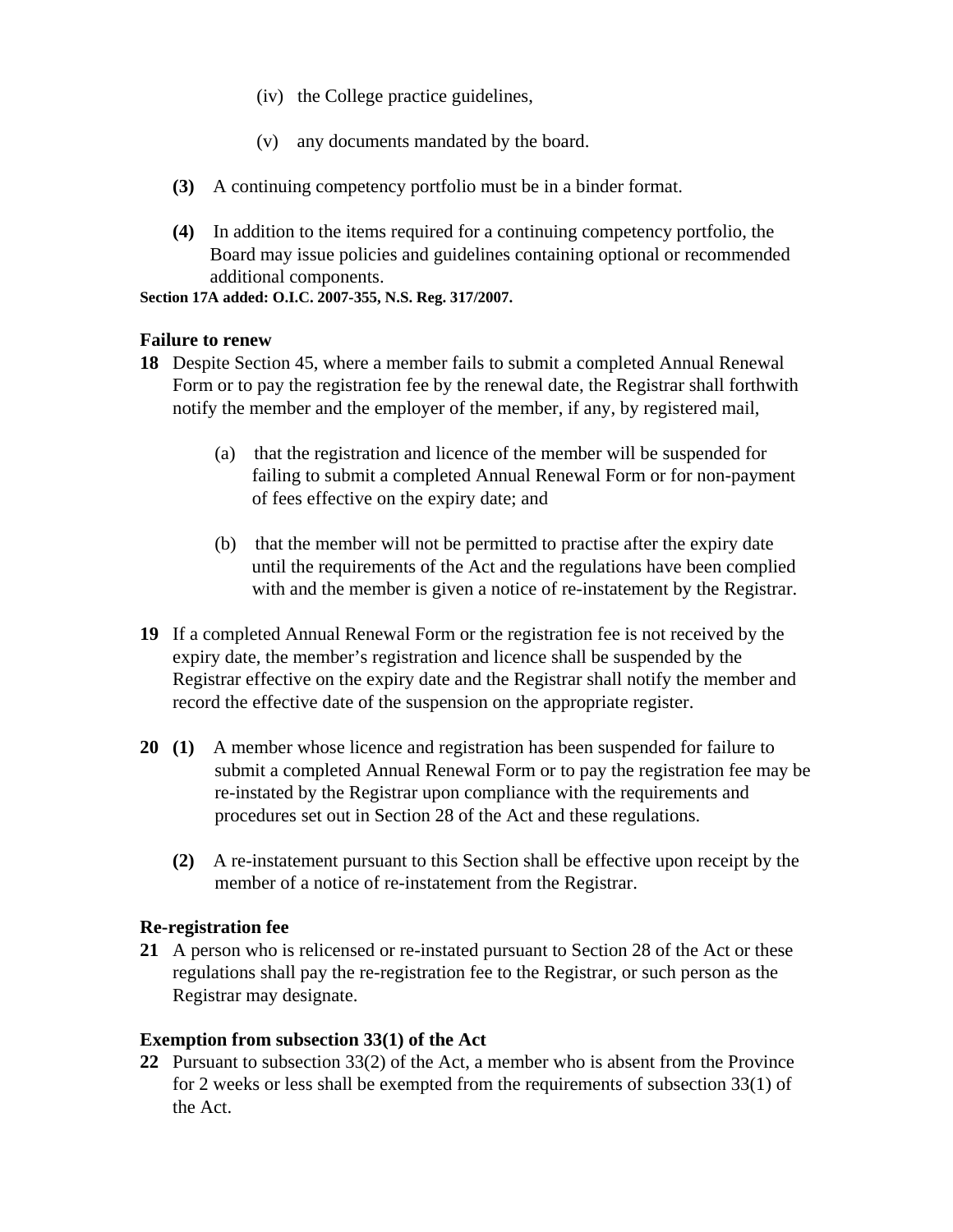(iv) the College practice guidelines,

(v) any documents mandated by the board.

**(3)** A continuing competency portfolio must be in a binder format.

**(4)** In addition to the items required for a continuing competency portfolio, the Board may issue policies and guidelines containing optional or recommended additional components.

**Section 17A added: O.I.C. 2007-355, N.S. Reg. 317/2007.**

### Failure to renew

**18** Despite Section 45, where a member fails to submit a completed Annual Renewal Form or to pay the registration fee by the renewal date, the Registrar shall forthwith notify the member and the employer of the member, if any, by registered mail,

(a) that the registration and licence of the member will be suspended for failing to submit a completed Annual Renewal Form or for non-payment of fees effective on the expiry date; and

(b) that the member will not be permitted to practise after the expiry date until the requirements of the Act and the regulations have been complied with and the member is given a notice of re-instatement by the Registrar.

**19** If a completed Annual Renewal Form or the registration fee is not received by the expiry date, the member's registration and licence shall be suspended by the Registrar effective on the expiry date and the Registrar shall notify the member and record the effective date of the suspension on the appropriate register.

**20** **(1)** A member whose licence and registration has been suspended for failure to submit a completed Annual Renewal Form or to pay the registration fee may be re-instated by the Registrar upon compliance with the requirements and procedures set out in Section 28 of the Act and these regulations.

**(2)** A re-instatement pursuant to this Section shall be effective upon receipt by the member of a notice of re-instatement from the Registrar.

### Re-registration fee

**21** A person who is relicensed or re-instated pursuant to Section 28 of the Act or these regulations shall pay the re-registration fee to the Registrar, or such person as the Registrar may designate.

### Exemption from subsection 33(1) of the Act

**22** Pursuant to subsection 33(2) of the Act, a member who is absent from the Province for 2 weeks or less shall be exempted from the requirements of subsection 33(1) of the Act.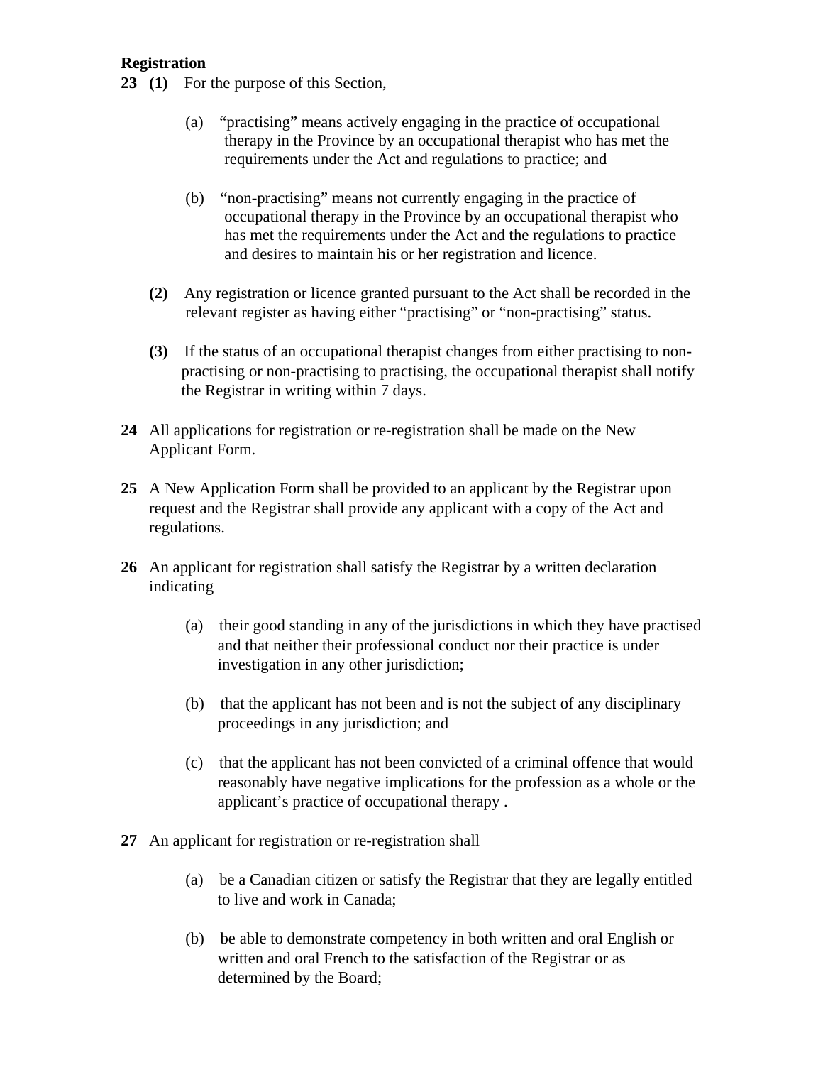**Registration**

**23** **(1)** For the purpose of this Section,

(a) "practising" means actively engaging in the practice of occupational therapy in the Province by an occupational therapist who has met the requirements under the Act and regulations to practice; and

(b) "non-practising" means not currently engaging in the practice of occupational therapy in the Province by an occupational therapist who has met the requirements under the Act and the regulations to practice and desires to maintain his or her registration and licence.

**(2)** Any registration or licence granted pursuant to the Act shall be recorded in the relevant register as having either "practising" or "non-practising" status.

**(3)** If the status of an occupational therapist changes from either practising to non-practising or non-practising to practising, the occupational therapist shall notify the Registrar in writing within 7 days.

**24** All applications for registration or re-registration shall be made on the New Applicant Form.

**25** A New Application Form shall be provided to an applicant by the Registrar upon request and the Registrar shall provide any applicant with a copy of the Act and regulations.

**26** An applicant for registration shall satisfy the Registrar by a written declaration indicating

(a) their good standing in any of the jurisdictions in which they have practised and that neither their professional conduct nor their practice is under investigation in any other jurisdiction;

(b) that the applicant has not been and is not the subject of any disciplinary proceedings in any jurisdiction; and

(c) that the applicant has not been convicted of a criminal offence that would reasonably have negative implications for the profession as a whole or the applicant's practice of occupational therapy .

**27** An applicant for registration or re-registration shall

(a) be a Canadian citizen or satisfy the Registrar that they are legally entitled to live and work in Canada;

(b) be able to demonstrate competency in both written and oral English or written and oral French to the satisfaction of the Registrar or as determined by the Board;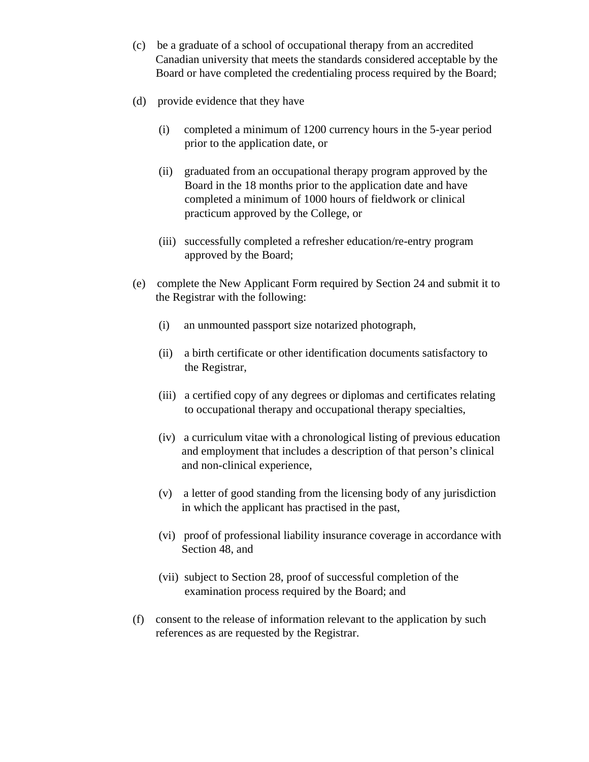(c) be a graduate of a school of occupational therapy from an accredited Canadian university that meets the standards considered acceptable by the Board or have completed the credentialing process required by the Board;

(d) provide evidence that they have

  (i) completed a minimum of 1200 currency hours in the 5-year period prior to the application date, or

  (ii) graduated from an occupational therapy program approved by the Board in the 18 months prior to the application date and have completed a minimum of 1000 hours of fieldwork or clinical practicum approved by the College, or

  (iii) successfully completed a refresher education/re-entry program approved by the Board;

(e) complete the New Applicant Form required by Section 24 and submit it to the Registrar with the following:

  (i) an unmounted passport size notarized photograph,

  (ii) a birth certificate or other identification documents satisfactory to the Registrar,

  (iii) a certified copy of any degrees or diplomas and certificates relating to occupational therapy and occupational therapy specialties,

  (iv) a curriculum vitae with a chronological listing of previous education and employment that includes a description of that person's clinical and non-clinical experience,

  (v) a letter of good standing from the licensing body of any jurisdiction in which the applicant has practised in the past,

  (vi) proof of professional liability insurance coverage in accordance with Section 48, and

  (vii) subject to Section 28, proof of successful completion of the examination process required by the Board; and

(f) consent to the release of information relevant to the application by such references as are requested by the Registrar.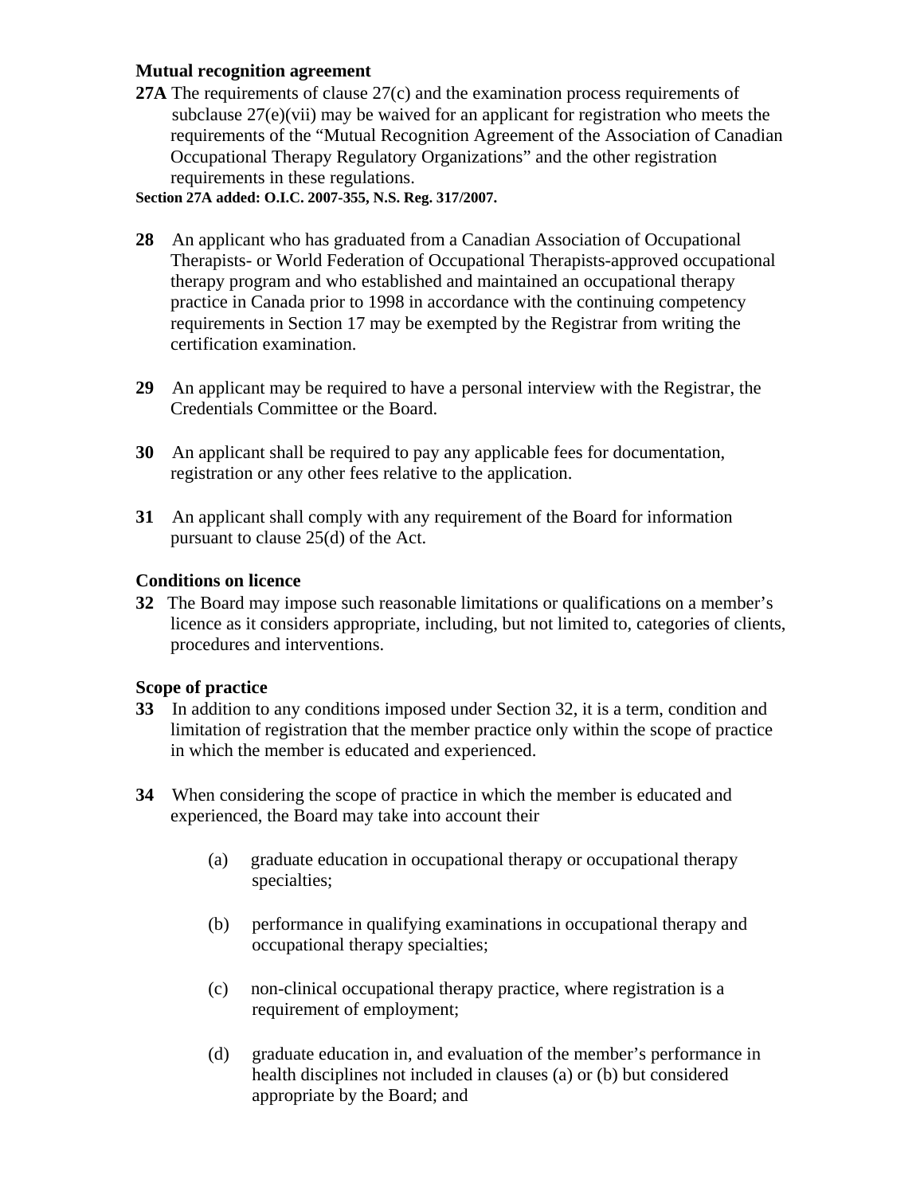**Mutual recognition agreement**

**27A** The requirements of clause 27(c) and the examination process requirements of subclause 27(e)(vii) may be waived for an applicant for registration who meets the requirements of the "Mutual Recognition Agreement of the Association of Canadian Occupational Therapy Regulatory Organizations" and the other registration requirements in these regulations.

**Section 27A added: O.I.C. 2007-355, N.S. Reg. 317/2007.**

**28** An applicant who has graduated from a Canadian Association of Occupational Therapists- or World Federation of Occupational Therapists-approved occupational therapy program and who established and maintained an occupational therapy practice in Canada prior to 1998 in accordance with the continuing competency requirements in Section 17 may be exempted by the Registrar from writing the certification examination.

**29** An applicant may be required to have a personal interview with the Registrar, the Credentials Committee or the Board.

**30** An applicant shall be required to pay any applicable fees for documentation, registration or any other fees relative to the application.

**31** An applicant shall comply with any requirement of the Board for information pursuant to clause 25(d) of the Act.

**Conditions on licence**

**32** The Board may impose such reasonable limitations or qualifications on a member's licence as it considers appropriate, including, but not limited to, categories of clients, procedures and interventions.

**Scope of practice**

**33** In addition to any conditions imposed under Section 32, it is a term, condition and limitation of registration that the member practice only within the scope of practice in which the member is educated and experienced.

**34** When considering the scope of practice in which the member is educated and experienced, the Board may take into account their

(a) graduate education in occupational therapy or occupational therapy specialties;

(b) performance in qualifying examinations in occupational therapy and occupational therapy specialties;

(c) non-clinical occupational therapy practice, where registration is a requirement of employment;

(d) graduate education in, and evaluation of the member's performance in health disciplines not included in clauses (a) or (b) but considered appropriate by the Board; and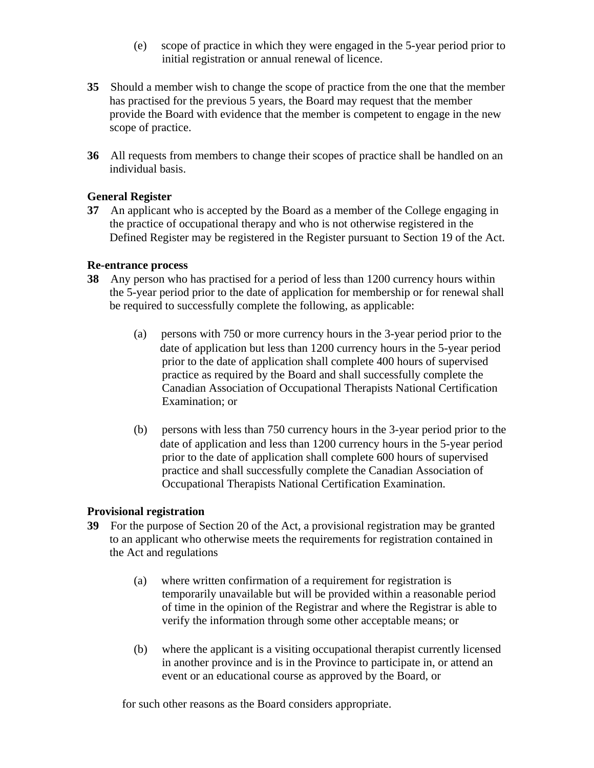(e) scope of practice in which they were engaged in the 5-year period prior to initial registration or annual renewal of licence.

**35** Should a member wish to change the scope of practice from the one that the member has practised for the previous 5 years, the Board may request that the member provide the Board with evidence that the member is competent to engage in the new scope of practice.

**36** All requests from members to change their scopes of practice shall be handled on an individual basis.

**General Register**

**37** An applicant who is accepted by the Board as a member of the College engaging in the practice of occupational therapy and who is not otherwise registered in the Defined Register may be registered in the Register pursuant to Section 19 of the Act.

**Re-entrance process**

**38** Any person who has practised for a period of less than 1200 currency hours within the 5-year period prior to the date of application for membership or for renewal shall be required to successfully complete the following, as applicable:

(a) persons with 750 or more currency hours in the 3-year period prior to the date of application but less than 1200 currency hours in the 5-year period prior to the date of application shall complete 400 hours of supervised practice as required by the Board and shall successfully complete the Canadian Association of Occupational Therapists National Certification Examination; or

(b) persons with less than 750 currency hours in the 3-year period prior to the date of application and less than 1200 currency hours in the 5-year period prior to the date of application shall complete 600 hours of supervised practice and shall successfully complete the Canadian Association of Occupational Therapists National Certification Examination.

**Provisional registration**

**39** For the purpose of Section 20 of the Act, a provisional registration may be granted to an applicant who otherwise meets the requirements for registration contained in the Act and regulations

(a) where written confirmation of a requirement for registration is temporarily unavailable but will be provided within a reasonable period of time in the opinion of the Registrar and where the Registrar is able to verify the information through some other acceptable means; or

(b) where the applicant is a visiting occupational therapist currently licensed in another province and is in the Province to participate in, or attend an event or an educational course as approved by the Board, or

for such other reasons as the Board considers appropriate.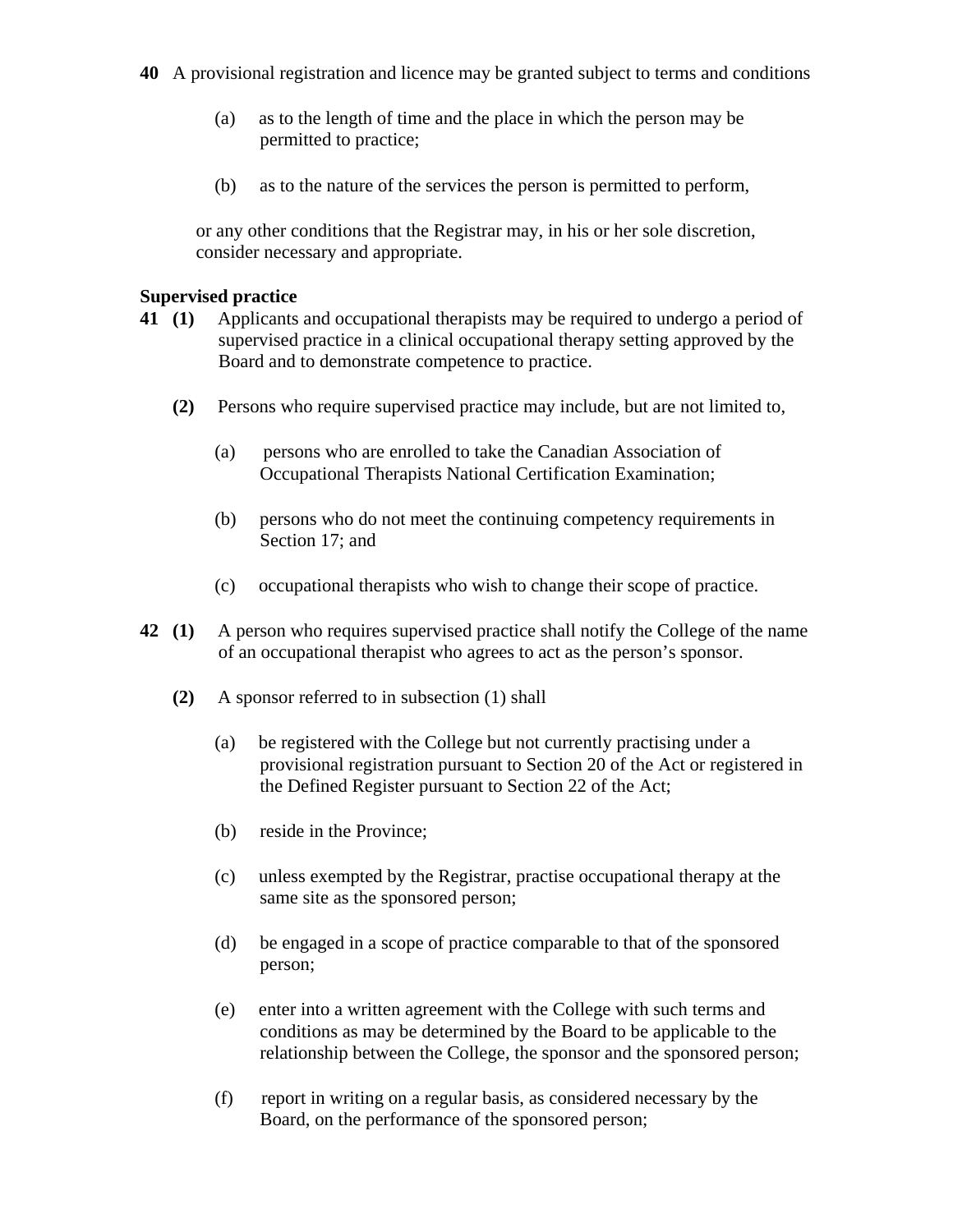**40** A provisional registration and licence may be granted subject to terms and conditions

(a) as to the length of time and the place in which the person may be permitted to practice;

(b) as to the nature of the services the person is permitted to perform,

or any other conditions that the Registrar may, in his or her sole discretion, consider necessary and appropriate.

**Supervised practice**

**41** **(1)** Applicants and occupational therapists may be required to undergo a period of supervised practice in a clinical occupational therapy setting approved by the Board and to demonstrate competence to practice.

**(2)** Persons who require supervised practice may include, but are not limited to,

(a) persons who are enrolled to take the Canadian Association of Occupational Therapists National Certification Examination;

(b) persons who do not meet the continuing competency requirements in Section 17; and

(c) occupational therapists who wish to change their scope of practice.

**42** **(1)** A person who requires supervised practice shall notify the College of the name of an occupational therapist who agrees to act as the person's sponsor.

**(2)** A sponsor referred to in subsection (1) shall

(a) be registered with the College but not currently practising under a provisional registration pursuant to Section 20 of the Act or registered in the Defined Register pursuant to Section 22 of the Act;

(b) reside in the Province;

(c) unless exempted by the Registrar, practise occupational therapy at the same site as the sponsored person;

(d) be engaged in a scope of practice comparable to that of the sponsored person;

(e) enter into a written agreement with the College with such terms and conditions as may be determined by the Board to be applicable to the relationship between the College, the sponsor and the sponsored person;

(f) report in writing on a regular basis, as considered necessary by the Board, on the performance of the sponsored person;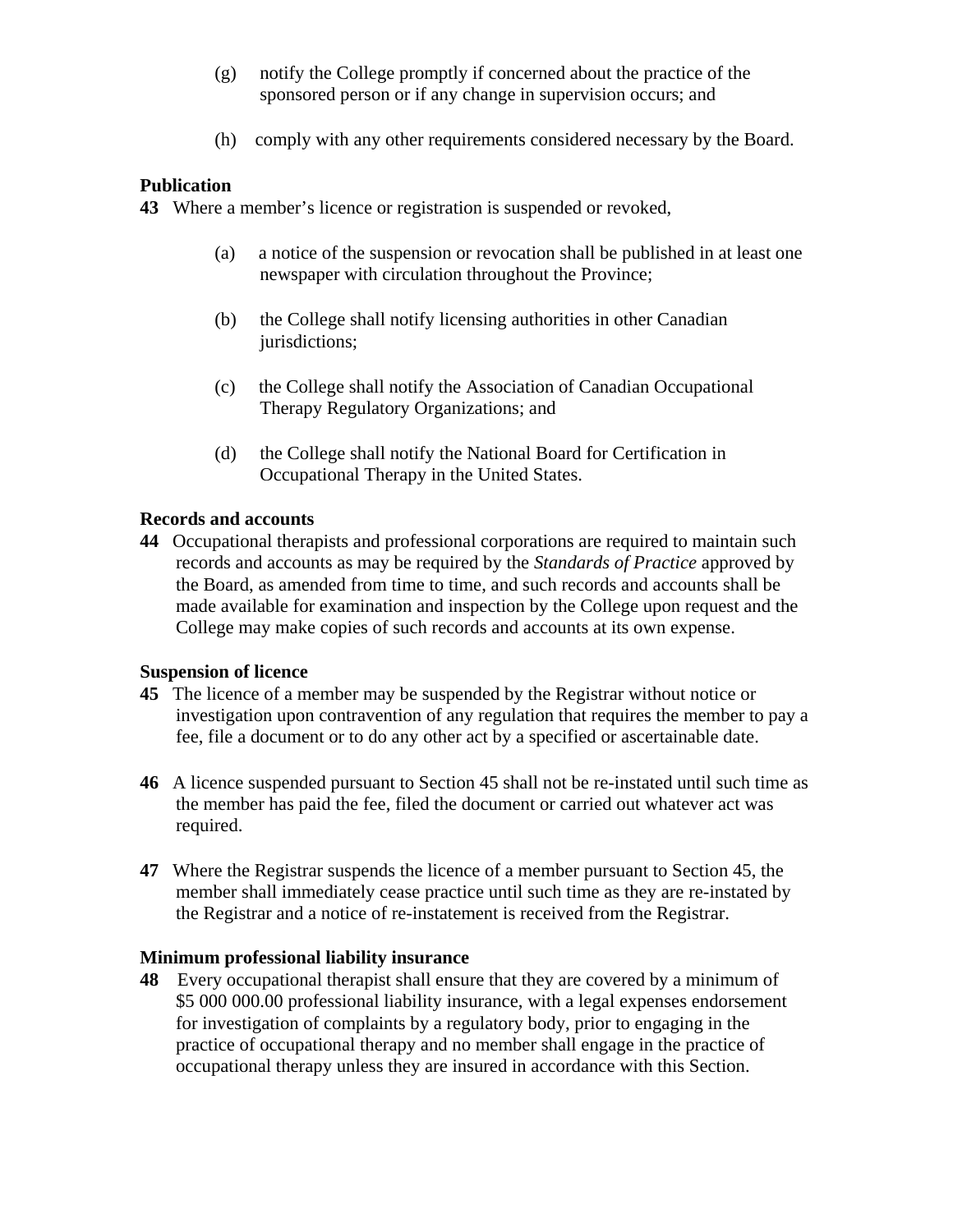(g) notify the College promptly if concerned about the practice of the sponsored person or if any change in supervision occurs; and

(h) comply with any other requirements considered necessary by the Board.

**Publication**

**43** Where a member's licence or registration is suspended or revoked,

(a) a notice of the suspension or revocation shall be published in at least one newspaper with circulation throughout the Province;

(b) the College shall notify licensing authorities in other Canadian jurisdictions;

(c) the College shall notify the Association of Canadian Occupational Therapy Regulatory Organizations; and

(d) the College shall notify the National Board for Certification in Occupational Therapy in the United States.

**Records and accounts**

**44** Occupational therapists and professional corporations are required to maintain such records and accounts as may be required by the *Standards of Practice* approved by the Board, as amended from time to time, and such records and accounts shall be made available for examination and inspection by the College upon request and the College may make copies of such records and accounts at its own expense.

**Suspension of licence**

**45** The licence of a member may be suspended by the Registrar without notice or investigation upon contravention of any regulation that requires the member to pay a fee, file a document or to do any other act by a specified or ascertainable date.

**46** A licence suspended pursuant to Section 45 shall not be re-instated until such time as the member has paid the fee, filed the document or carried out whatever act was required.

**47** Where the Registrar suspends the licence of a member pursuant to Section 45, the member shall immediately cease practice until such time as they are re-instated by the Registrar and a notice of re-instatement is received from the Registrar.

**Minimum professional liability insurance**

**48** Every occupational therapist shall ensure that they are covered by a minimum of $5 000 000.00 professional liability insurance, with a legal expenses endorsement for investigation of complaints by a regulatory body, prior to engaging in the practice of occupational therapy and no member shall engage in the practice of occupational therapy unless they are insured in accordance with this Section.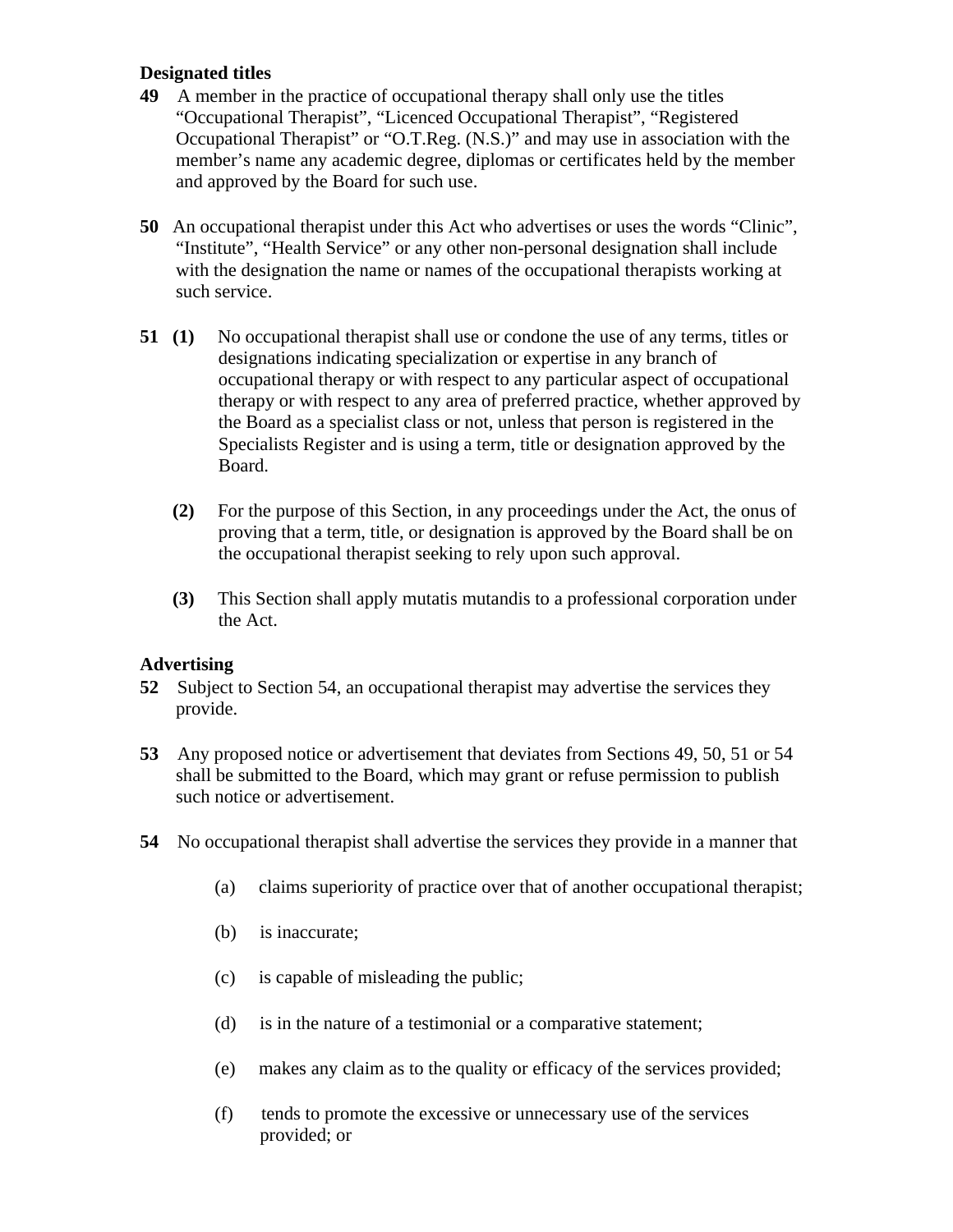### Designated titles

**49** A member in the practice of occupational therapy shall only use the titles "Occupational Therapist", "Licenced Occupational Therapist", "Registered Occupational Therapist" or "O.T.Reg. (N.S.)" and may use in association with the member's name any academic degree, diplomas or certificates held by the member and approved by the Board for such use.

**50** An occupational therapist under this Act who advertises or uses the words "Clinic", "Institute", "Health Service" or any other non-personal designation shall include with the designation the name or names of the occupational therapists working at such service.

**51** **(1)** No occupational therapist shall use or condone the use of any terms, titles or designations indicating specialization or expertise in any branch of occupational therapy or with respect to any particular aspect of occupational therapy or with respect to any area of preferred practice, whether approved by the Board as a specialist class or not, unless that person is registered in the Specialists Register and is using a term, title or designation approved by the Board.

**(2)** For the purpose of this Section, in any proceedings under the Act, the onus of proving that a term, title, or designation is approved by the Board shall be on the occupational therapist seeking to rely upon such approval.

**(3)** This Section shall apply mutatis mutandis to a professional corporation under the Act.

### Advertising

**52** Subject to Section 54, an occupational therapist may advertise the services they provide.

**53** Any proposed notice or advertisement that deviates from Sections 49, 50, 51 or 54 shall be submitted to the Board, which may grant or refuse permission to publish such notice or advertisement.

**54** No occupational therapist shall advertise the services they provide in a manner that

(a) claims superiority of practice over that of another occupational therapist;

(b) is inaccurate;

(c) is capable of misleading the public;

(d) is in the nature of a testimonial or a comparative statement;

(e) makes any claim as to the quality or efficacy of the services provided;

(f) tends to promote the excessive or unnecessary use of the services provided; or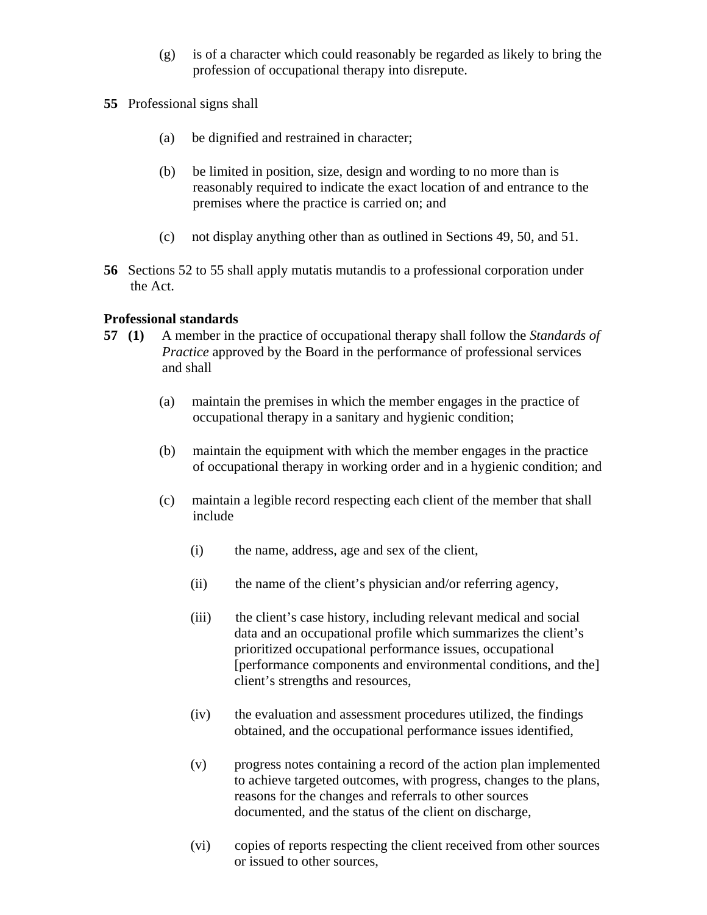(g) is of a character which could reasonably be regarded as likely to bring the profession of occupational therapy into disrepute.

**55** Professional signs shall

(a) be dignified and restrained in character;

(b) be limited in position, size, design and wording to no more than is reasonably required to indicate the exact location of and entrance to the premises where the practice is carried on; and

(c) not display anything other than as outlined in Sections 49, 50, and 51.

**56** Sections 52 to 55 shall apply mutatis mutandis to a professional corporation under the Act.

**Professional standards**

**57 (1)** A member in the practice of occupational therapy shall follow the *Standards of Practice* approved by the Board in the performance of professional services and shall

(a) maintain the premises in which the member engages in the practice of occupational therapy in a sanitary and hygienic condition;

(b) maintain the equipment with which the member engages in the practice of occupational therapy in working order and in a hygienic condition; and

(c) maintain a legible record respecting each client of the member that shall include

(i) the name, address, age and sex of the client,

(ii) the name of the client's physician and/or referring agency,

(iii) the client's case history, including relevant medical and social data and an occupational profile which summarizes the client's prioritized occupational performance issues, occupational [performance components and environmental conditions, and the] client's strengths and resources,

(iv) the evaluation and assessment procedures utilized, the findings obtained, and the occupational performance issues identified,

(v) progress notes containing a record of the action plan implemented to achieve targeted outcomes, with progress, changes to the plans, reasons for the changes and referrals to other sources documented, and the status of the client on discharge,

(vi) copies of reports respecting the client received from other sources or issued to other sources,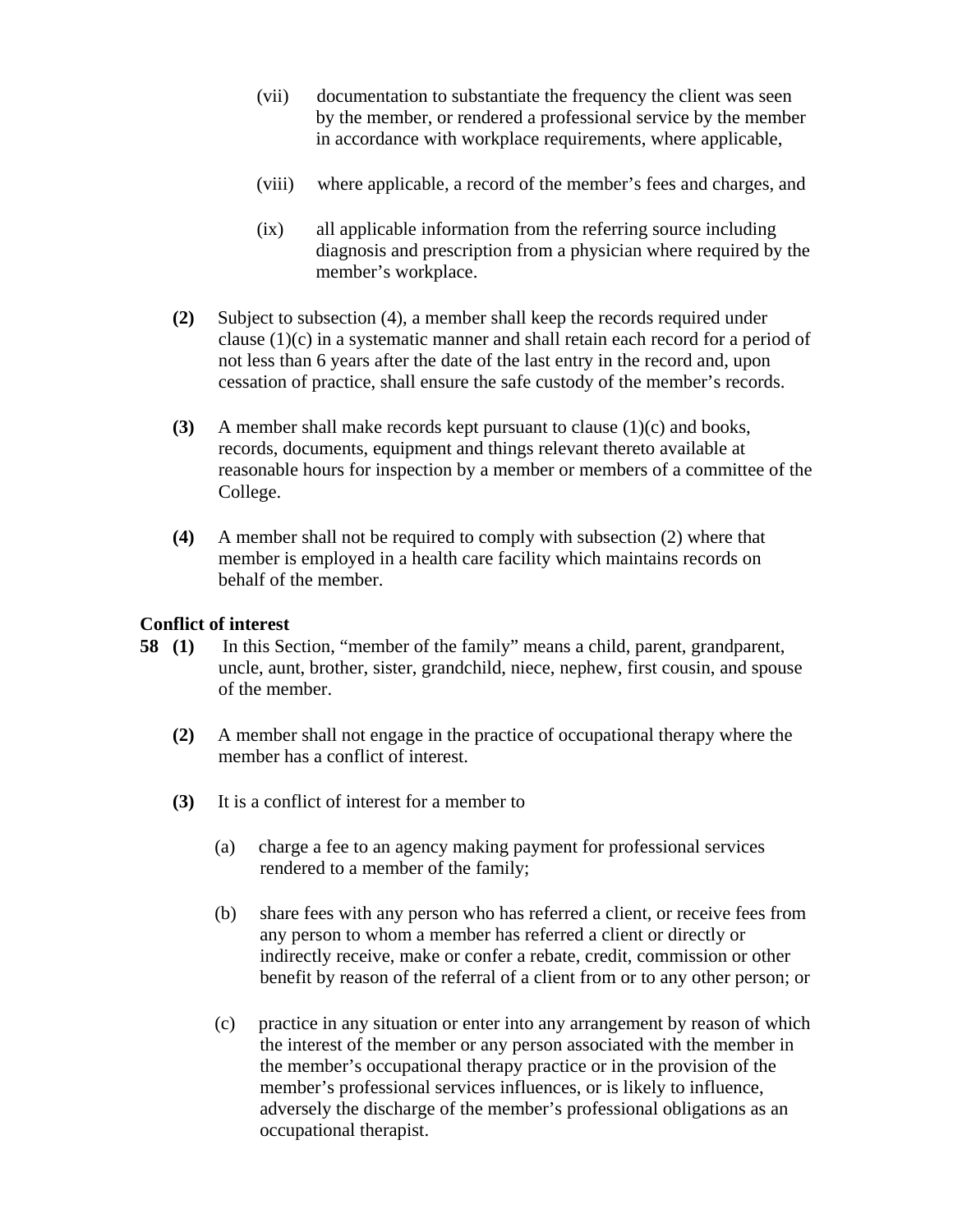(vii) documentation to substantiate the frequency the client was seen by the member, or rendered a professional service by the member in accordance with workplace requirements, where applicable,

(viii) where applicable, a record of the member's fees and charges, and

(ix) all applicable information from the referring source including diagnosis and prescription from a physician where required by the member's workplace.

**(2)** Subject to subsection (4), a member shall keep the records required under clause (1)(c) in a systematic manner and shall retain each record for a period of not less than 6 years after the date of the last entry in the record and, upon cessation of practice, shall ensure the safe custody of the member's records.

**(3)** A member shall make records kept pursuant to clause (1)(c) and books, records, documents, equipment and things relevant thereto available at reasonable hours for inspection by a member or members of a committee of the College.

**(4)** A member shall not be required to comply with subsection (2) where that member is employed in a health care facility which maintains records on behalf of the member.

**Conflict of interest**

**58 (1)** In this Section, "member of the family" means a child, parent, grandparent, uncle, aunt, brother, sister, grandchild, niece, nephew, first cousin, and spouse of the member.

**(2)** A member shall not engage in the practice of occupational therapy where the member has a conflict of interest.

**(3)** It is a conflict of interest for a member to

(a) charge a fee to an agency making payment for professional services rendered to a member of the family;

(b) share fees with any person who has referred a client, or receive fees from any person to whom a member has referred a client or directly or indirectly receive, make or confer a rebate, credit, commission or other benefit by reason of the referral of a client from or to any other person; or

(c) practice in any situation or enter into any arrangement by reason of which the interest of the member or any person associated with the member in the member's occupational therapy practice or in the provision of the member's professional services influences, or is likely to influence, adversely the discharge of the member's professional obligations as an occupational therapist.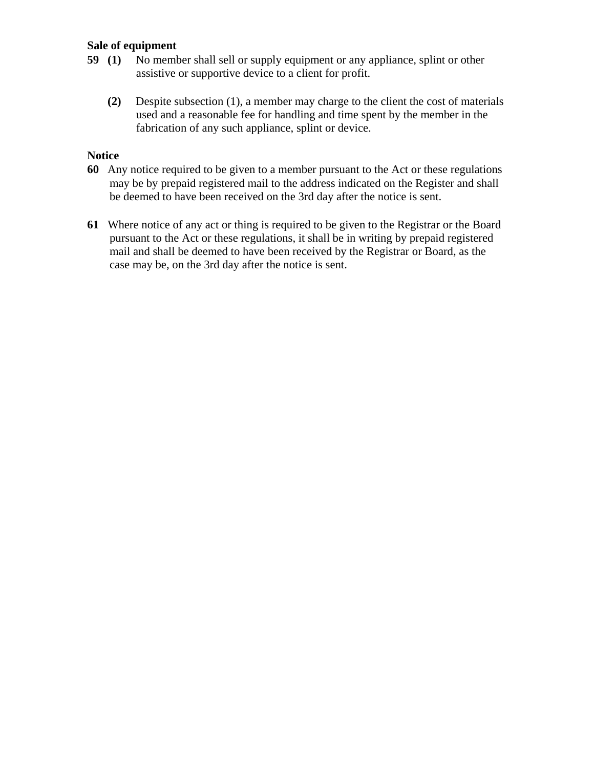**Sale of equipment**

**59** **(1)** No member shall sell or supply equipment or any appliance, splint or other assistive or supportive device to a client for profit.

**(2)** Despite subsection (1), a member may charge to the client the cost of materials used and a reasonable fee for handling and time spent by the member in the fabrication of any such appliance, splint or device.

**Notice**

**60** Any notice required to be given to a member pursuant to the Act or these regulations may be by prepaid registered mail to the address indicated on the Register and shall be deemed to have been received on the 3rd day after the notice is sent.

**61** Where notice of any act or thing is required to be given to the Registrar or the Board pursuant to the Act or these regulations, it shall be in writing by prepaid registered mail and shall be deemed to have been received by the Registrar or Board, as the case may be, on the 3rd day after the notice is sent.